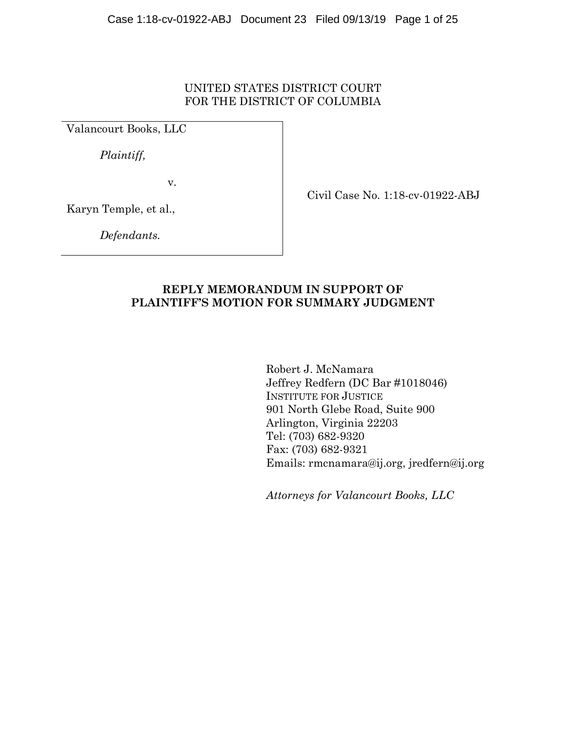UNITED STATES DISTRICT COURT
FOR THE DISTRICT OF COLUMBIA

| | |
|---|---|
| Valancourt Books, LLC<br><br>*Plaintiff,*<br><br>v.<br><br>Karyn Temple, et al.,<br><br>*Defendants.* | Civil Case No. 1:18-cv-01922-ABJ |

**REPLY MEMORANDUM IN SUPPORT OF PLAINTIFF'S MOTION FOR SUMMARY JUDGMENT**

Robert J. McNamara
Jeffrey Redfern (DC Bar #1018046)
INSTITUTE FOR JUSTICE
901 North Glebe Road, Suite 900
Arlington, Virginia 22203
Tel: (703) 682-9320
Fax: (703) 682-9321
Emails: rmcnamara@ij.org, jredfern@ij.org

*Attorneys for Valancourt Books, LLC*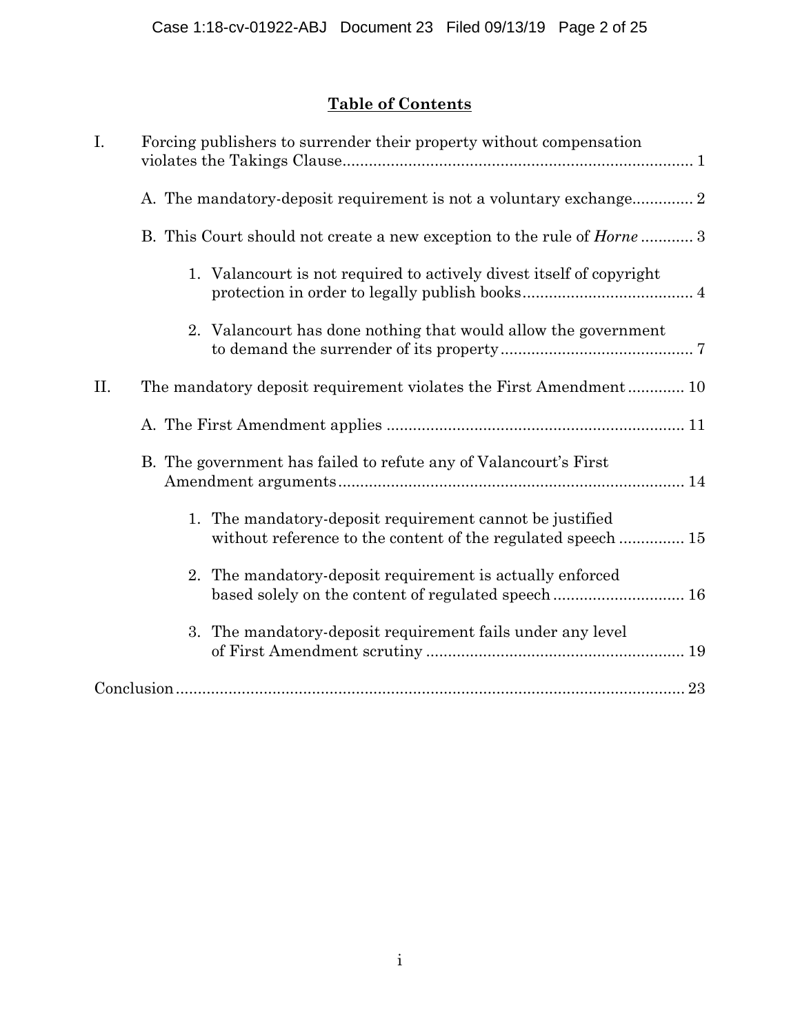## Table of Contents

I. Forcing publishers to surrender their property without compensation violates the Takings Clause ..... 1

A. The mandatory-deposit requirement is not a voluntary exchange ..... 2

B. This Court should not create a new exception to the rule of *Horne* ..... 3

1. Valancourt is not required to actively divest itself of copyright protection in order to legally publish books ..... 4

2. Valancourt has done nothing that would allow the government to demand the surrender of its property ..... 7

II. The mandatory deposit requirement violates the First Amendment ..... 10

A. The First Amendment applies ..... 11

B. The government has failed to refute any of Valancourt's First Amendment arguments ..... 14

1. The mandatory-deposit requirement cannot be justified without reference to the content of the regulated speech ..... 15

2. The mandatory-deposit requirement is actually enforced based solely on the content of regulated speech ..... 16

3. The mandatory-deposit requirement fails under any level of First Amendment scrutiny ..... 19

Conclusion ..... 23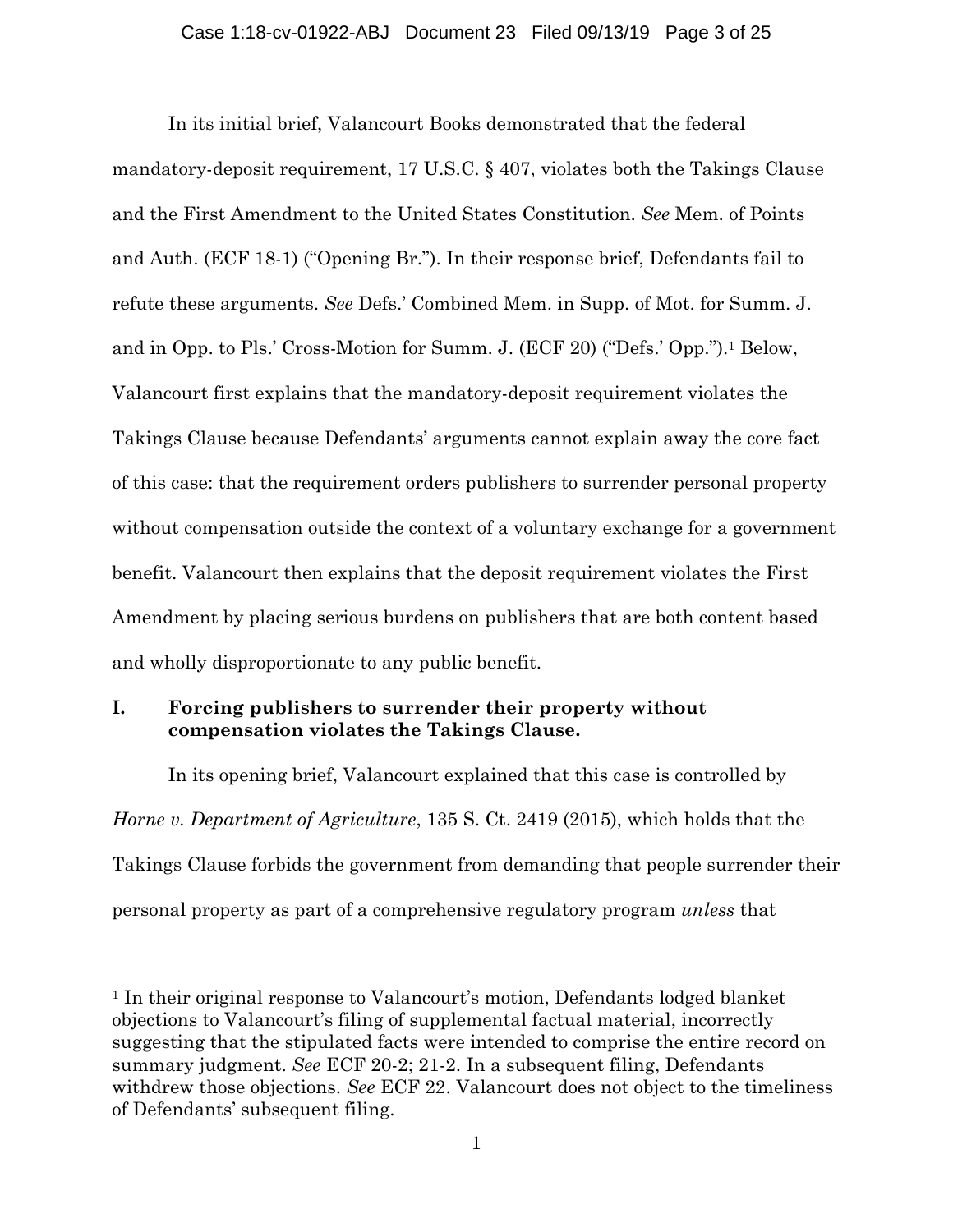In its initial brief, Valancourt Books demonstrated that the federal mandatory-deposit requirement, 17 U.S.C. § 407, violates both the Takings Clause and the First Amendment to the United States Constitution. *See* Mem. of Points and Auth. (ECF 18-1) ("Opening Br."). In their response brief, Defendants fail to refute these arguments. *See* Defs.' Combined Mem. in Supp. of Mot. for Summ. J. and in Opp. to Pls.' Cross-Motion for Summ. J. (ECF 20) ("Defs.' Opp.").[1] Below, Valancourt first explains that the mandatory-deposit requirement violates the Takings Clause because Defendants' arguments cannot explain away the core fact of this case: that the requirement orders publishers to surrender personal property without compensation outside the context of a voluntary exchange for a government benefit. Valancourt then explains that the deposit requirement violates the First Amendment by placing serious burdens on publishers that are both content based and wholly disproportionate to any public benefit.

## I. Forcing publishers to surrender their property without compensation violates the Takings Clause.

In its opening brief, Valancourt explained that this case is controlled by *Horne v. Department of Agriculture*, 135 S. Ct. 2419 (2015), which holds that the Takings Clause forbids the government from demanding that people surrender their personal property as part of a comprehensive regulatory program *unless* that

---

[1] In their original response to Valancourt's motion, Defendants lodged blanket objections to Valancourt's filing of supplemental factual material, incorrectly suggesting that the stipulated facts were intended to comprise the entire record on summary judgment. *See* ECF 20-2; 21-2. In a subsequent filing, Defendants withdrew those objections. *See* ECF 22. Valancourt does not object to the timeliness of Defendants' subsequent filing.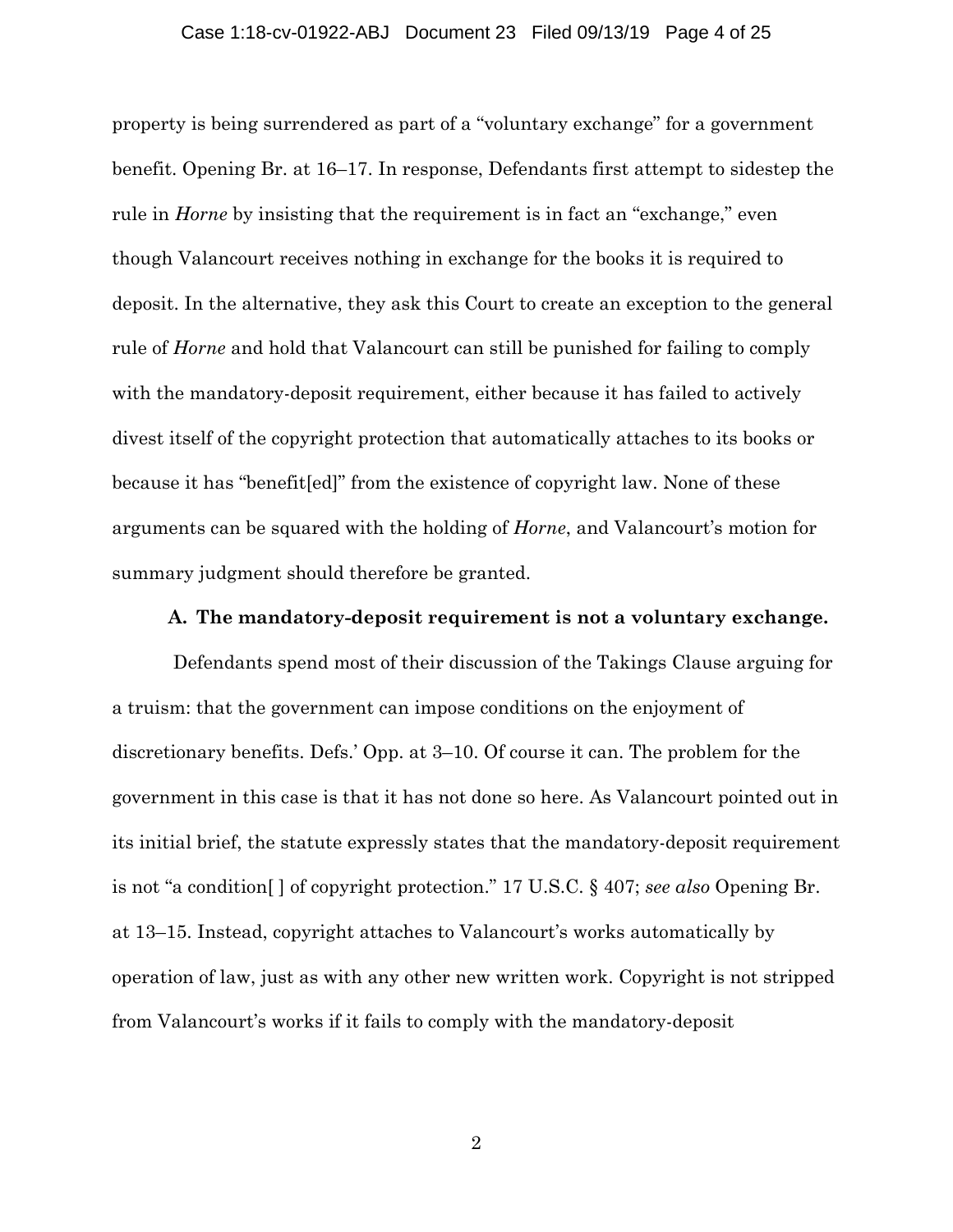property is being surrendered as part of a "voluntary exchange" for a government benefit. Opening Br. at 16–17. In response, Defendants first attempt to sidestep the rule in *Horne* by insisting that the requirement is in fact an "exchange," even though Valancourt receives nothing in exchange for the books it is required to deposit. In the alternative, they ask this Court to create an exception to the general rule of *Horne* and hold that Valancourt can still be punished for failing to comply with the mandatory-deposit requirement, either because it has failed to actively divest itself of the copyright protection that automatically attaches to its books or because it has "benefit[ed]" from the existence of copyright law. None of these arguments can be squared with the holding of *Horne*, and Valancourt's motion for summary judgment should therefore be granted.

**A. The mandatory-deposit requirement is not a voluntary exchange.**

Defendants spend most of their discussion of the Takings Clause arguing for a truism: that the government can impose conditions on the enjoyment of discretionary benefits. Defs.' Opp. at 3–10. Of course it can. The problem for the government in this case is that it has not done so here. As Valancourt pointed out in its initial brief, the statute expressly states that the mandatory-deposit requirement is not "a condition[ ] of copyright protection." 17 U.S.C. § 407; *see also* Opening Br. at 13–15. Instead, copyright attaches to Valancourt's works automatically by operation of law, just as with any other new written work. Copyright is not stripped from Valancourt's works if it fails to comply with the mandatory-deposit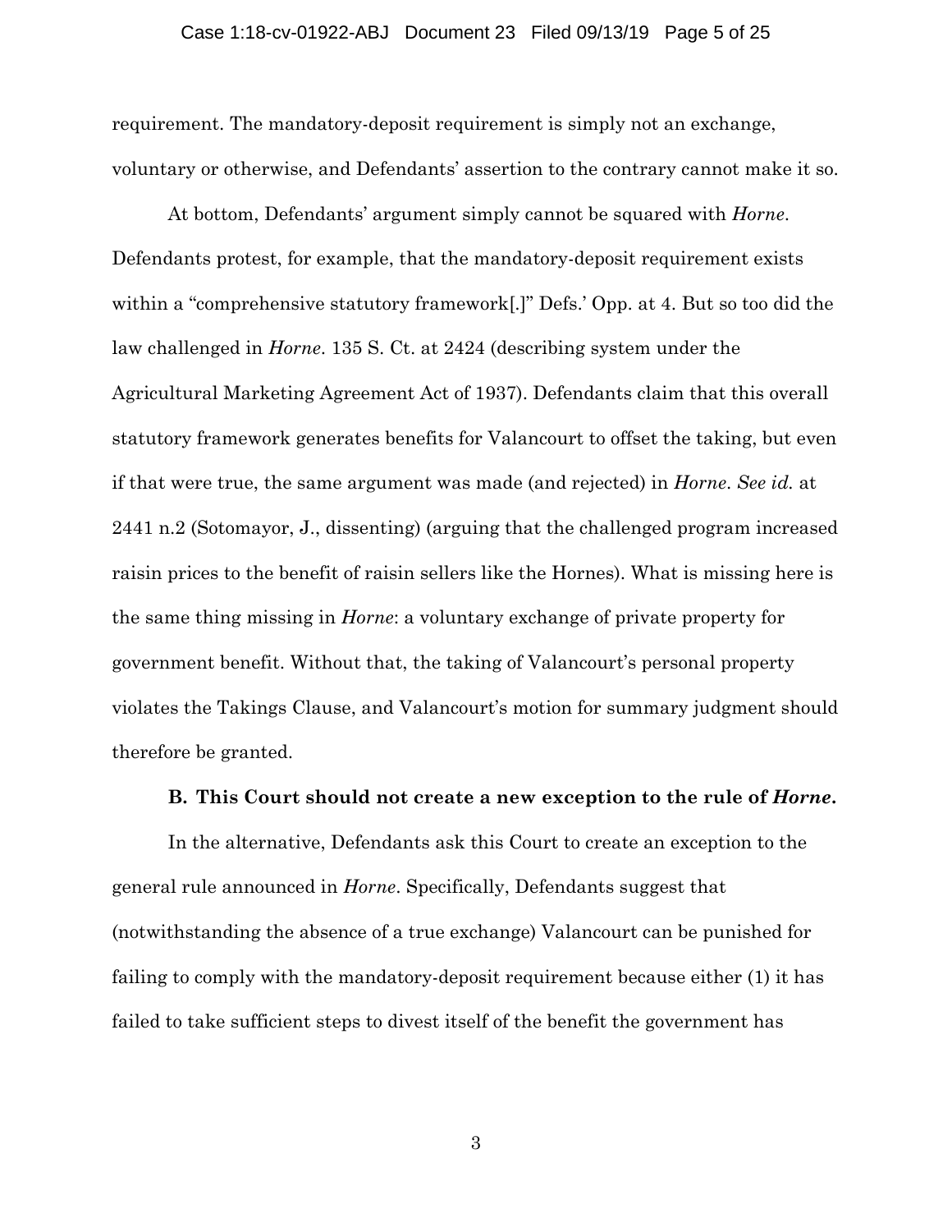requirement. The mandatory-deposit requirement is simply not an exchange, voluntary or otherwise, and Defendants' assertion to the contrary cannot make it so.

At bottom, Defendants' argument simply cannot be squared with *Horne*. Defendants protest, for example, that the mandatory-deposit requirement exists within a "comprehensive statutory framework[.]" Defs.' Opp. at 4. But so too did the law challenged in *Horne*. 135 S. Ct. at 2424 (describing system under the Agricultural Marketing Agreement Act of 1937). Defendants claim that this overall statutory framework generates benefits for Valancourt to offset the taking, but even if that were true, the same argument was made (and rejected) in *Horne*. *See id.* at 2441 n.2 (Sotomayor, J., dissenting) (arguing that the challenged program increased raisin prices to the benefit of raisin sellers like the Hornes). What is missing here is the same thing missing in *Horne*: a voluntary exchange of private property for government benefit. Without that, the taking of Valancourt's personal property violates the Takings Clause, and Valancourt's motion for summary judgment should therefore be granted.

### B. This Court should not create a new exception to the rule of *Horne*.

In the alternative, Defendants ask this Court to create an exception to the general rule announced in *Horne*. Specifically, Defendants suggest that (notwithstanding the absence of a true exchange) Valancourt can be punished for failing to comply with the mandatory-deposit requirement because either (1) it has failed to take sufficient steps to divest itself of the benefit the government has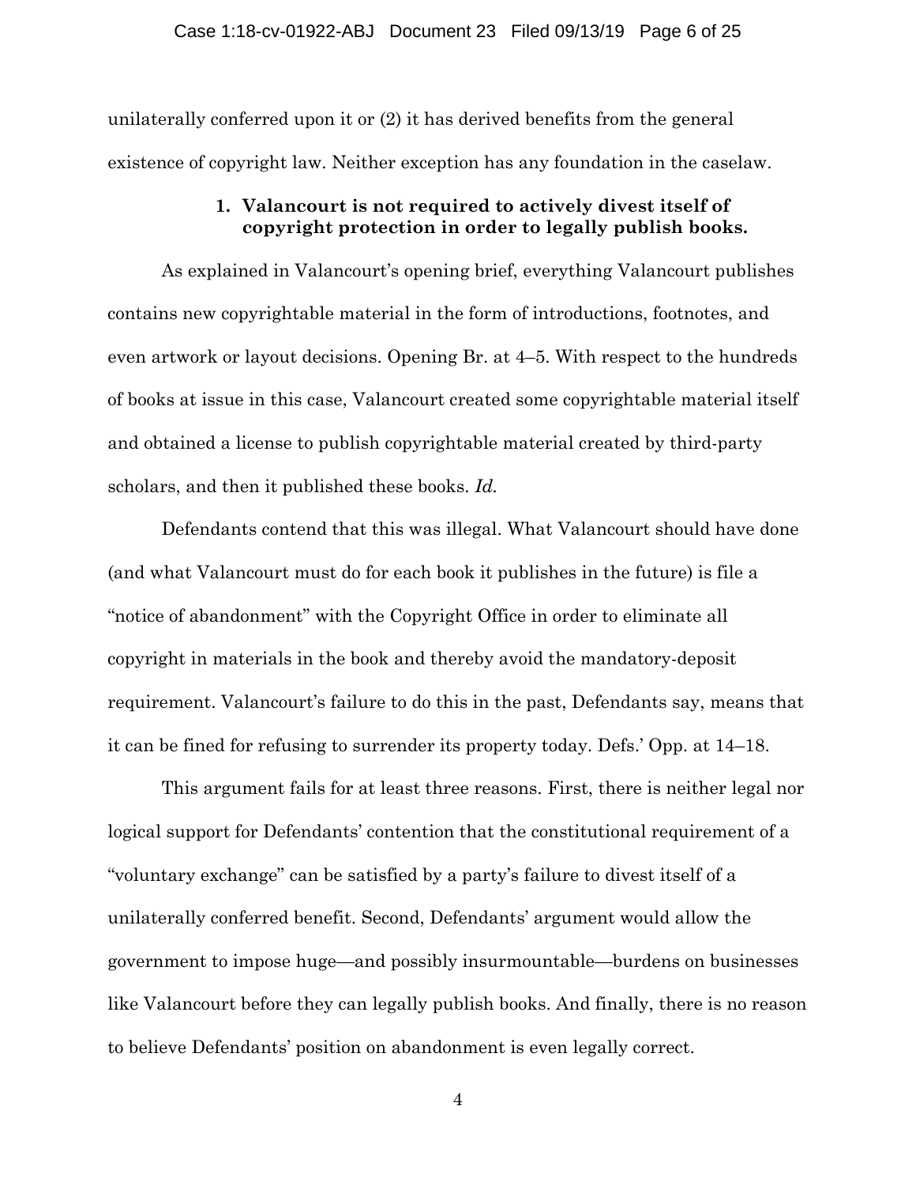unilaterally conferred upon it or (2) it has derived benefits from the general existence of copyright law. Neither exception has any foundation in the caselaw.

### 1. Valancourt is not required to actively divest itself of copyright protection in order to legally publish books.

As explained in Valancourt's opening brief, everything Valancourt publishes contains new copyrightable material in the form of introductions, footnotes, and even artwork or layout decisions. Opening Br. at 4–5. With respect to the hundreds of books at issue in this case, Valancourt created some copyrightable material itself and obtained a license to publish copyrightable material created by third-party scholars, and then it published these books. *Id.*

Defendants contend that this was illegal. What Valancourt should have done (and what Valancourt must do for each book it publishes in the future) is file a "notice of abandonment" with the Copyright Office in order to eliminate all copyright in materials in the book and thereby avoid the mandatory-deposit requirement. Valancourt's failure to do this in the past, Defendants say, means that it can be fined for refusing to surrender its property today. Defs.' Opp. at 14–18.

This argument fails for at least three reasons. First, there is neither legal nor logical support for Defendants' contention that the constitutional requirement of a "voluntary exchange" can be satisfied by a party's failure to divest itself of a unilaterally conferred benefit. Second, Defendants' argument would allow the government to impose huge—and possibly insurmountable—burdens on businesses like Valancourt before they can legally publish books. And finally, there is no reason to believe Defendants' position on abandonment is even legally correct.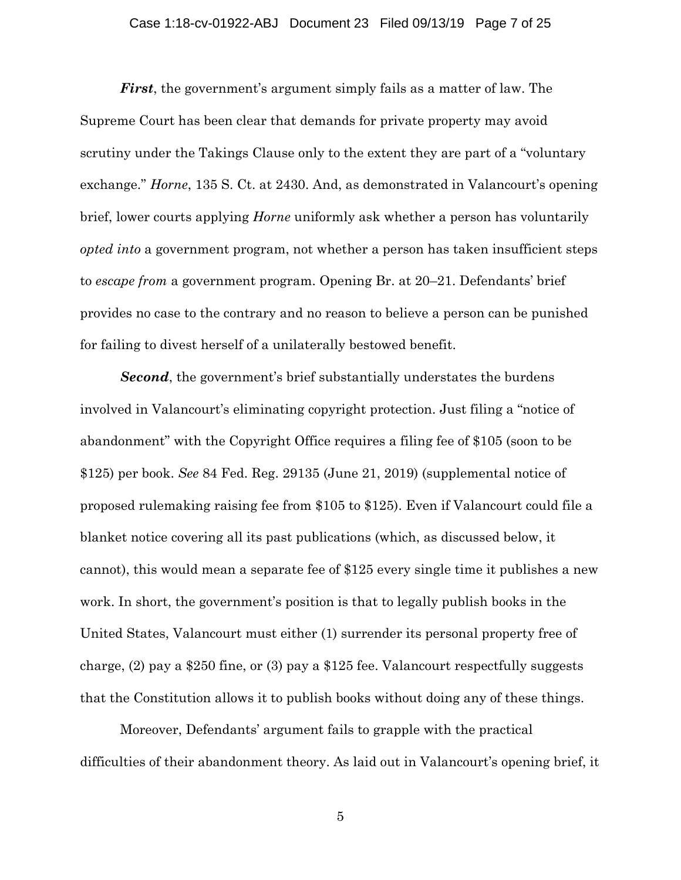***First***, the government's argument simply fails as a matter of law. The Supreme Court has been clear that demands for private property may avoid scrutiny under the Takings Clause only to the extent they are part of a "voluntary exchange." *Horne*, 135 S. Ct. at 2430. And, as demonstrated in Valancourt's opening brief, lower courts applying *Horne* uniformly ask whether a person has voluntarily *opted into* a government program, not whether a person has taken insufficient steps to *escape from* a government program. Opening Br. at 20–21. Defendants' brief provides no case to the contrary and no reason to believe a person can be punished for failing to divest herself of a unilaterally bestowed benefit.

***Second***, the government's brief substantially understates the burdens involved in Valancourt's eliminating copyright protection. Just filing a "notice of abandonment" with the Copyright Office requires a filing fee of $105 (soon to be $125) per book. *See* 84 Fed. Reg. 29135 (June 21, 2019) (supplemental notice of proposed rulemaking raising fee from $105 to $125). Even if Valancourt could file a blanket notice covering all its past publications (which, as discussed below, it cannot), this would mean a separate fee of $125 every single time it publishes a new work. In short, the government's position is that to legally publish books in the United States, Valancourt must either (1) surrender its personal property free of charge, (2) pay a $250 fine, or (3) pay a $125 fee. Valancourt respectfully suggests that the Constitution allows it to publish books without doing any of these things.

Moreover, Defendants' argument fails to grapple with the practical difficulties of their abandonment theory. As laid out in Valancourt's opening brief, it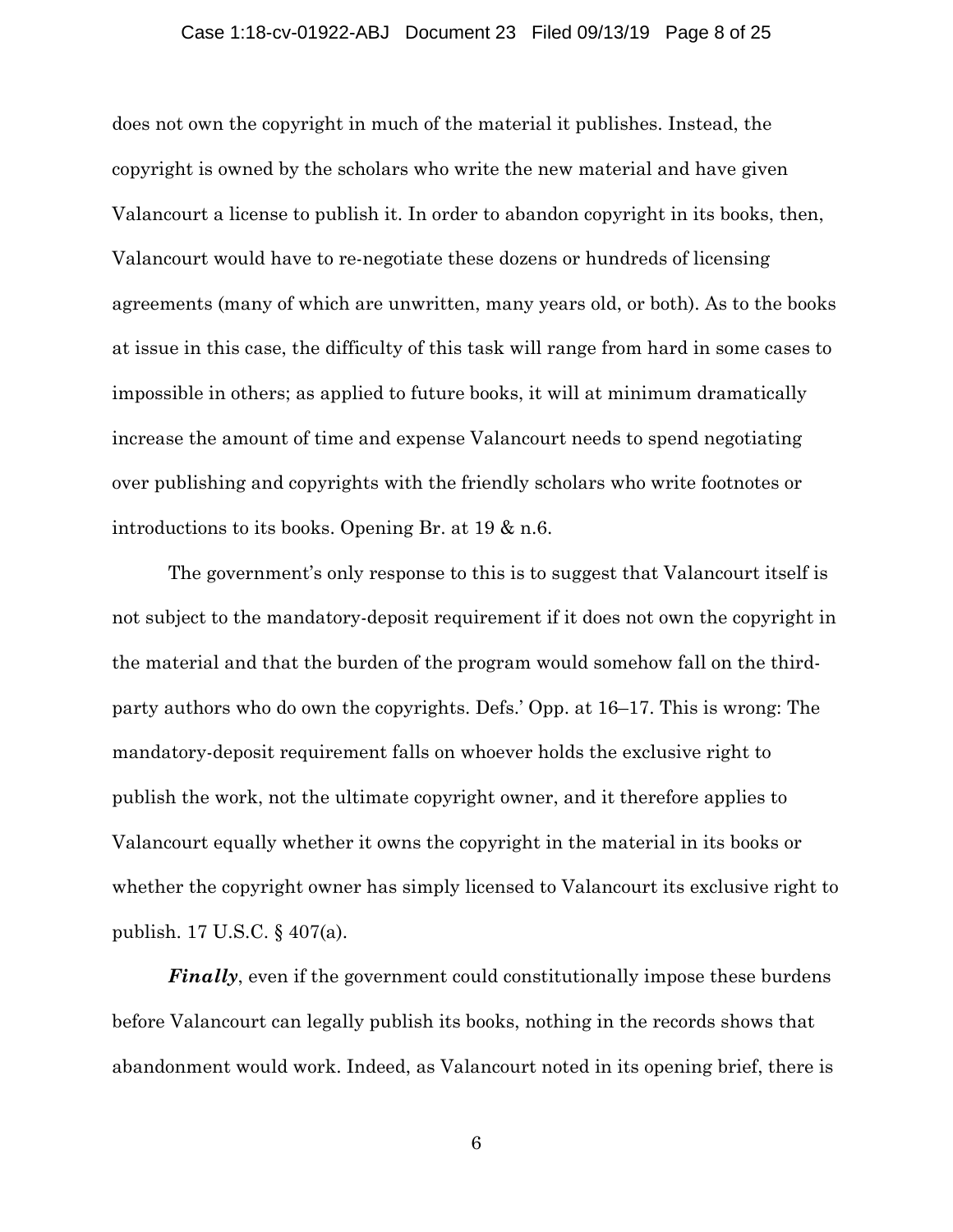does not own the copyright in much of the material it publishes. Instead, the copyright is owned by the scholars who write the new material and have given Valancourt a license to publish it. In order to abandon copyright in its books, then, Valancourt would have to re-negotiate these dozens or hundreds of licensing agreements (many of which are unwritten, many years old, or both). As to the books at issue in this case, the difficulty of this task will range from hard in some cases to impossible in others; as applied to future books, it will at minimum dramatically increase the amount of time and expense Valancourt needs to spend negotiating over publishing and copyrights with the friendly scholars who write footnotes or introductions to its books. Opening Br. at 19 & n.6.

The government's only response to this is to suggest that Valancourt itself is not subject to the mandatory-deposit requirement if it does not own the copyright in the material and that the burden of the program would somehow fall on the third-party authors who do own the copyrights. Defs.' Opp. at 16–17. This is wrong: The mandatory-deposit requirement falls on whoever holds the exclusive right to publish the work, not the ultimate copyright owner, and it therefore applies to Valancourt equally whether it owns the copyright in the material in its books or whether the copyright owner has simply licensed to Valancourt its exclusive right to publish. 17 U.S.C. § 407(a).

***Finally***, even if the government could constitutionally impose these burdens before Valancourt can legally publish its books, nothing in the records shows that abandonment would work. Indeed, as Valancourt noted in its opening brief, there is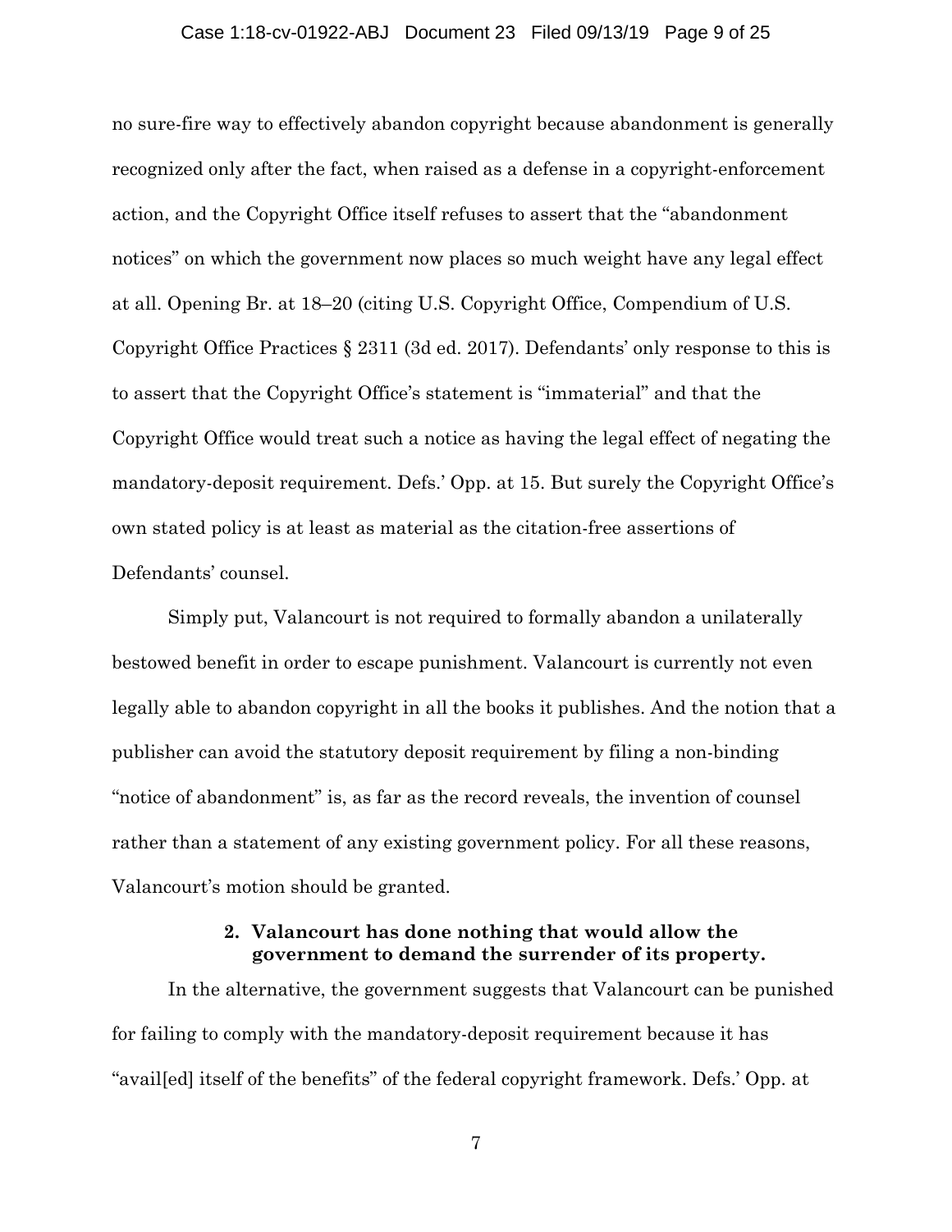no sure-fire way to effectively abandon copyright because abandonment is generally recognized only after the fact, when raised as a defense in a copyright-enforcement action, and the Copyright Office itself refuses to assert that the "abandonment notices" on which the government now places so much weight have any legal effect at all. Opening Br. at 18–20 (citing U.S. Copyright Office, Compendium of U.S. Copyright Office Practices § 2311 (3d ed. 2017). Defendants' only response to this is to assert that the Copyright Office's statement is "immaterial" and that the Copyright Office would treat such a notice as having the legal effect of negating the mandatory-deposit requirement. Defs.' Opp. at 15. But surely the Copyright Office's own stated policy is at least as material as the citation-free assertions of Defendants' counsel.

Simply put, Valancourt is not required to formally abandon a unilaterally bestowed benefit in order to escape punishment. Valancourt is currently not even legally able to abandon copyright in all the books it publishes. And the notion that a publisher can avoid the statutory deposit requirement by filing a non-binding "notice of abandonment" is, as far as the record reveals, the invention of counsel rather than a statement of any existing government policy. For all these reasons, Valancourt's motion should be granted.

### 2. Valancourt has done nothing that would allow the government to demand the surrender of its property.

In the alternative, the government suggests that Valancourt can be punished for failing to comply with the mandatory-deposit requirement because it has "avail[ed] itself of the benefits" of the federal copyright framework. Defs.' Opp. at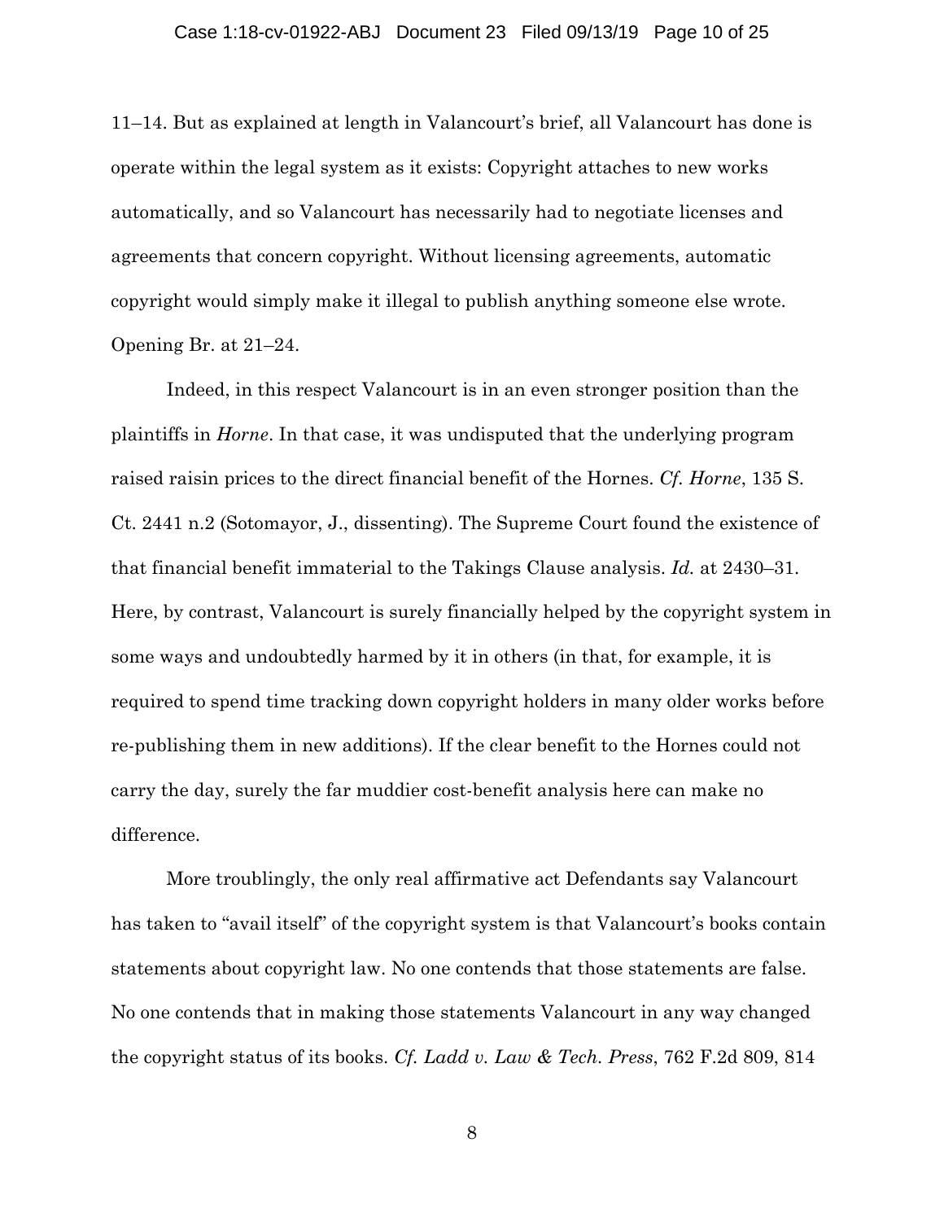11–14. But as explained at length in Valancourt's brief, all Valancourt has done is operate within the legal system as it exists: Copyright attaches to new works automatically, and so Valancourt has necessarily had to negotiate licenses and agreements that concern copyright. Without licensing agreements, automatic copyright would simply make it illegal to publish anything someone else wrote. Opening Br. at 21–24.

Indeed, in this respect Valancourt is in an even stronger position than the plaintiffs in *Horne*. In that case, it was undisputed that the underlying program raised raisin prices to the direct financial benefit of the Hornes. *Cf. Horne*, 135 S. Ct. 2441 n.2 (Sotomayor, J., dissenting). The Supreme Court found the existence of that financial benefit immaterial to the Takings Clause analysis. *Id.* at 2430–31. Here, by contrast, Valancourt is surely financially helped by the copyright system in some ways and undoubtedly harmed by it in others (in that, for example, it is required to spend time tracking down copyright holders in many older works before re-publishing them in new additions). If the clear benefit to the Hornes could not carry the day, surely the far muddier cost-benefit analysis here can make no difference.

More troublingly, the only real affirmative act Defendants say Valancourt has taken to "avail itself" of the copyright system is that Valancourt's books contain statements about copyright law. No one contends that those statements are false. No one contends that in making those statements Valancourt in any way changed the copyright status of its books. *Cf. Ladd v. Law & Tech. Press*, 762 F.2d 809, 814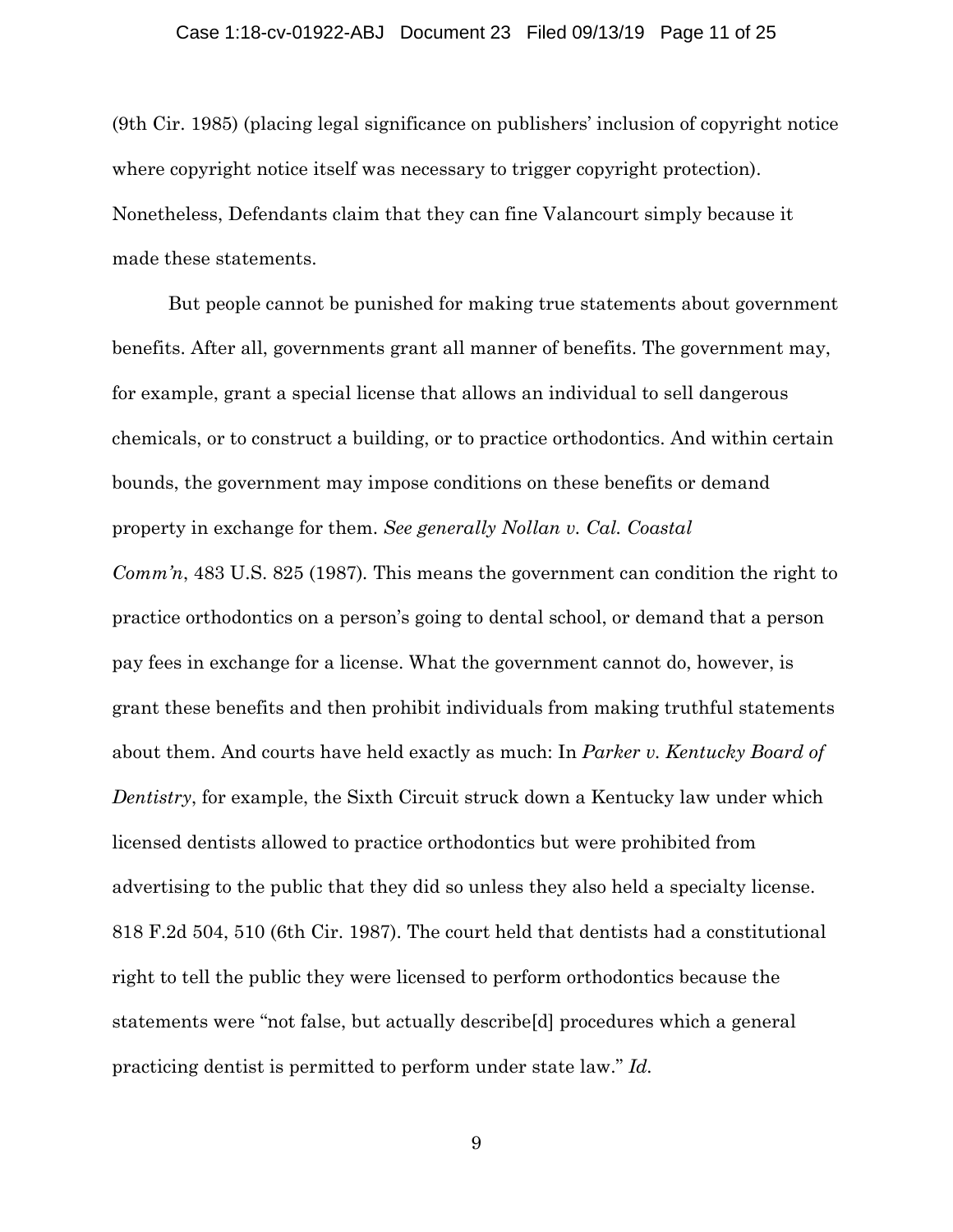(9th Cir. 1985) (placing legal significance on publishers' inclusion of copyright notice where copyright notice itself was necessary to trigger copyright protection). Nonetheless, Defendants claim that they can fine Valancourt simply because it made these statements.

But people cannot be punished for making true statements about government benefits. After all, governments grant all manner of benefits. The government may, for example, grant a special license that allows an individual to sell dangerous chemicals, or to construct a building, or to practice orthodontics. And within certain bounds, the government may impose conditions on these benefits or demand property in exchange for them. *See generally Nollan v. Cal. Coastal Comm'n*, 483 U.S. 825 (1987). This means the government can condition the right to practice orthodontics on a person's going to dental school, or demand that a person pay fees in exchange for a license. What the government cannot do, however, is grant these benefits and then prohibit individuals from making truthful statements about them. And courts have held exactly as much: In *Parker v. Kentucky Board of Dentistry*, for example, the Sixth Circuit struck down a Kentucky law under which licensed dentists allowed to practice orthodontics but were prohibited from advertising to the public that they did so unless they also held a specialty license. 818 F.2d 504, 510 (6th Cir. 1987). The court held that dentists had a constitutional right to tell the public they were licensed to perform orthodontics because the statements were "not false, but actually describe[d] procedures which a general practicing dentist is permitted to perform under state law." *Id.*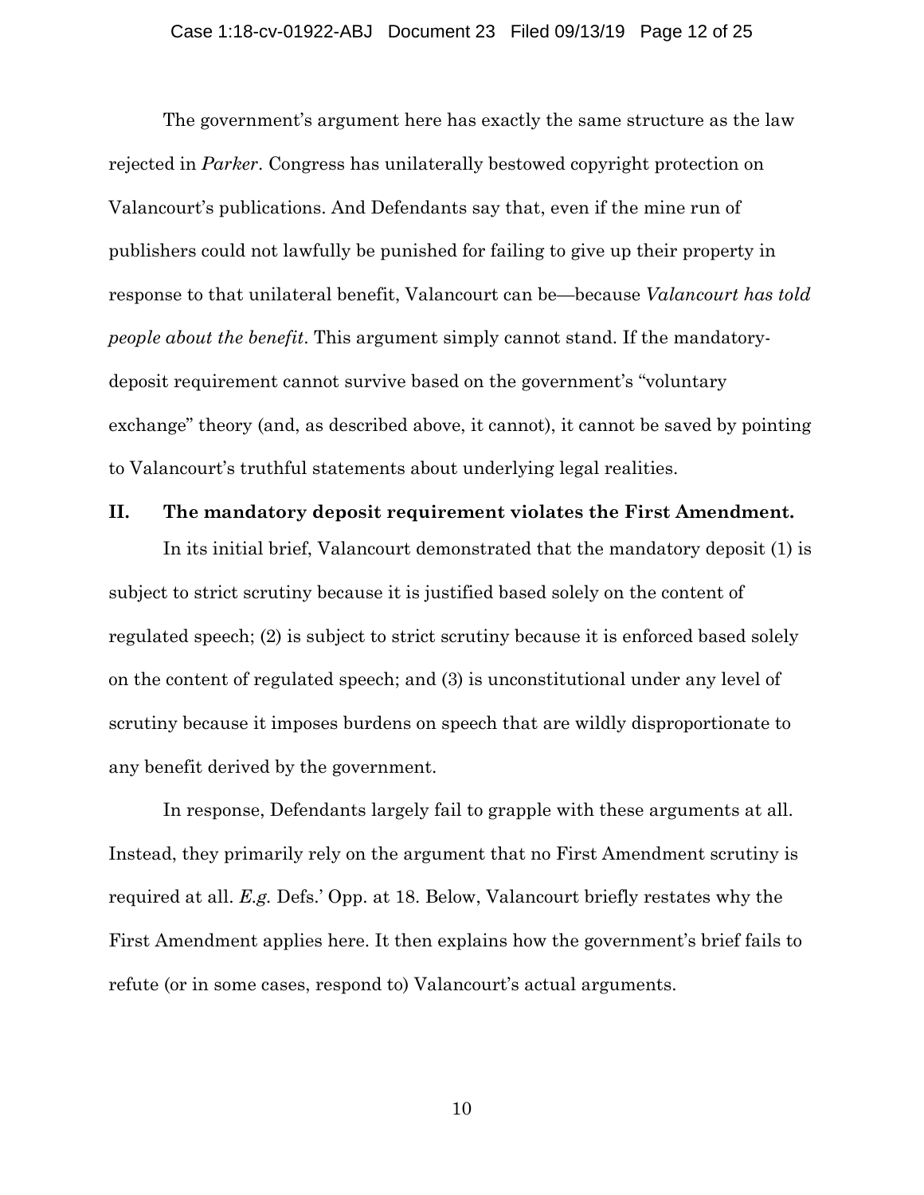The government's argument here has exactly the same structure as the law rejected in *Parker*. Congress has unilaterally bestowed copyright protection on Valancourt's publications. And Defendants say that, even if the mine run of publishers could not lawfully be punished for failing to give up their property in response to that unilateral benefit, Valancourt can be—because *Valancourt has told people about the benefit*. This argument simply cannot stand. If the mandatory-deposit requirement cannot survive based on the government's "voluntary exchange" theory (and, as described above, it cannot), it cannot be saved by pointing to Valancourt's truthful statements about underlying legal realities.

## II. The mandatory deposit requirement violates the First Amendment.

In its initial brief, Valancourt demonstrated that the mandatory deposit (1) is subject to strict scrutiny because it is justified based solely on the content of regulated speech; (2) is subject to strict scrutiny because it is enforced based solely on the content of regulated speech; and (3) is unconstitutional under any level of scrutiny because it imposes burdens on speech that are wildly disproportionate to any benefit derived by the government.

In response, Defendants largely fail to grapple with these arguments at all. Instead, they primarily rely on the argument that no First Amendment scrutiny is required at all. *E.g.* Defs.' Opp. at 18. Below, Valancourt briefly restates why the First Amendment applies here. It then explains how the government's brief fails to refute (or in some cases, respond to) Valancourt's actual arguments.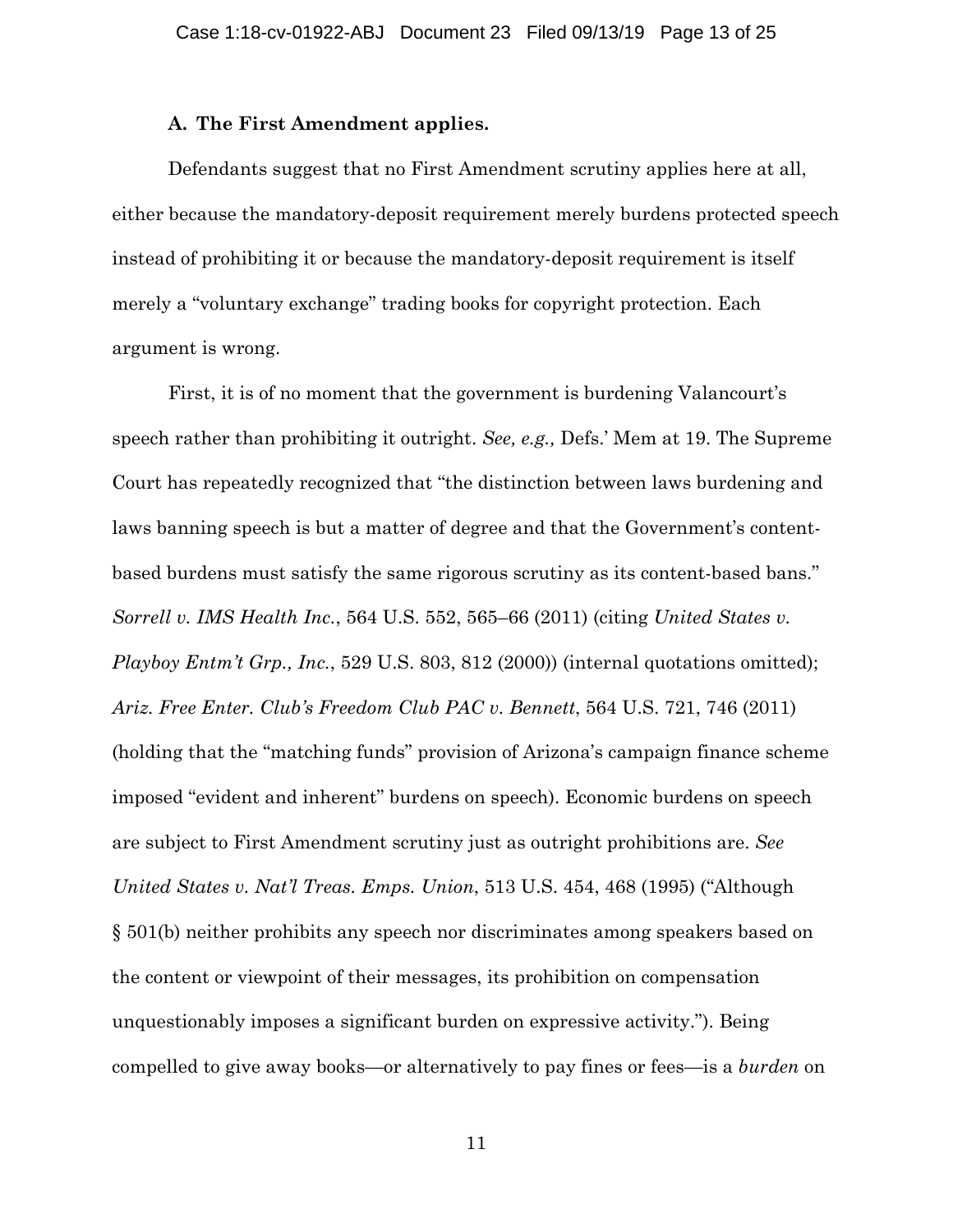### A. The First Amendment applies.

Defendants suggest that no First Amendment scrutiny applies here at all, either because the mandatory-deposit requirement merely burdens protected speech instead of prohibiting it or because the mandatory-deposit requirement is itself merely a "voluntary exchange" trading books for copyright protection. Each argument is wrong.

First, it is of no moment that the government is burdening Valancourt's speech rather than prohibiting it outright. *See, e.g.,* Defs.' Mem at 19. The Supreme Court has repeatedly recognized that "the distinction between laws burdening and laws banning speech is but a matter of degree and that the Government's content-based burdens must satisfy the same rigorous scrutiny as its content-based bans." *Sorrell v. IMS Health Inc.*, 564 U.S. 552, 565–66 (2011) (citing *United States v. Playboy Entm't Grp., Inc.*, 529 U.S. 803, 812 (2000)) (internal quotations omitted); *Ariz. Free Enter. Club's Freedom Club PAC v. Bennett*, 564 U.S. 721, 746 (2011) (holding that the "matching funds" provision of Arizona's campaign finance scheme imposed "evident and inherent" burdens on speech). Economic burdens on speech are subject to First Amendment scrutiny just as outright prohibitions are. *See United States v. Nat'l Treas. Emps. Union*, 513 U.S. 454, 468 (1995) ("Although § 501(b) neither prohibits any speech nor discriminates among speakers based on the content or viewpoint of their messages, its prohibition on compensation unquestionably imposes a significant burden on expressive activity."). Being compelled to give away books—or alternatively to pay fines or fees—is a *burden* on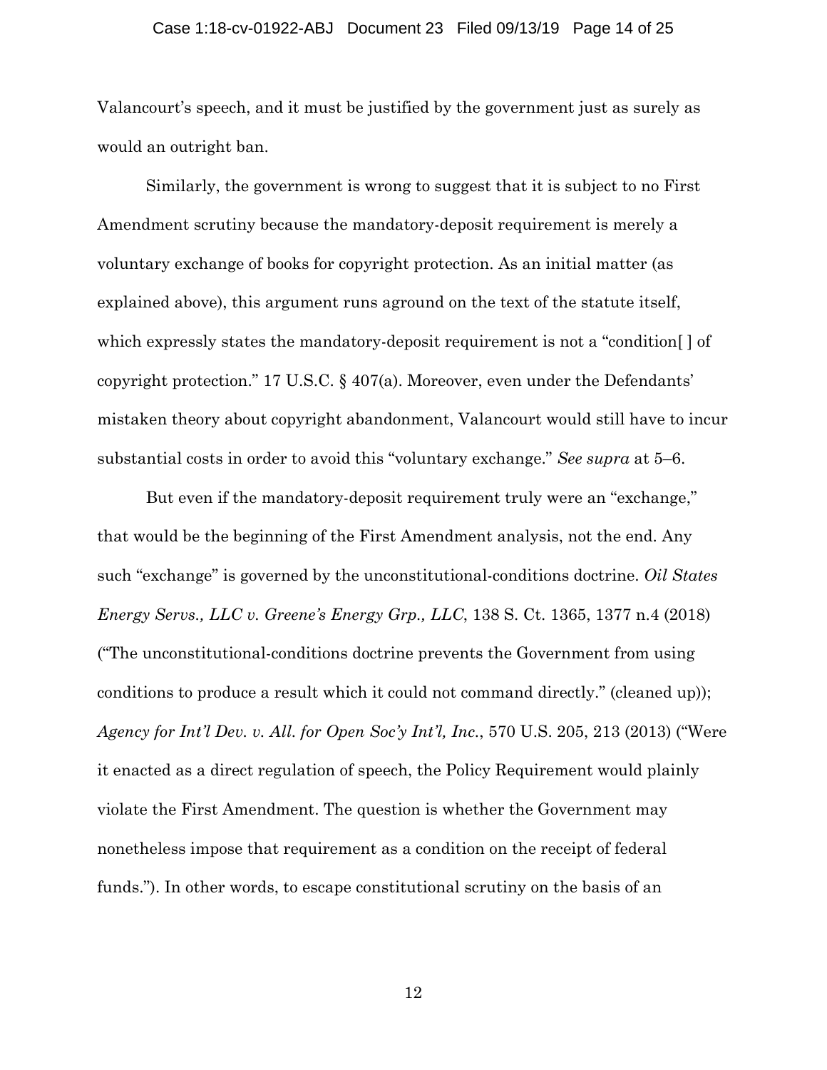Valancourt's speech, and it must be justified by the government just as surely as would an outright ban.

Similarly, the government is wrong to suggest that it is subject to no First Amendment scrutiny because the mandatory-deposit requirement is merely a voluntary exchange of books for copyright protection. As an initial matter (as explained above), this argument runs aground on the text of the statute itself, which expressly states the mandatory-deposit requirement is not a "condition[ ] of copyright protection." 17 U.S.C. § 407(a). Moreover, even under the Defendants' mistaken theory about copyright abandonment, Valancourt would still have to incur substantial costs in order to avoid this "voluntary exchange." *See supra* at 5–6.

But even if the mandatory-deposit requirement truly were an "exchange," that would be the beginning of the First Amendment analysis, not the end. Any such "exchange" is governed by the unconstitutional-conditions doctrine. *Oil States Energy Servs., LLC v. Greene's Energy Grp., LLC*, 138 S. Ct. 1365, 1377 n.4 (2018) ("The unconstitutional-conditions doctrine prevents the Government from using conditions to produce a result which it could not command directly." (cleaned up)); *Agency for Int'l Dev. v. All. for Open Soc'y Int'l, Inc.*, 570 U.S. 205, 213 (2013) ("Were it enacted as a direct regulation of speech, the Policy Requirement would plainly violate the First Amendment. The question is whether the Government may nonetheless impose that requirement as a condition on the receipt of federal funds."). In other words, to escape constitutional scrutiny on the basis of an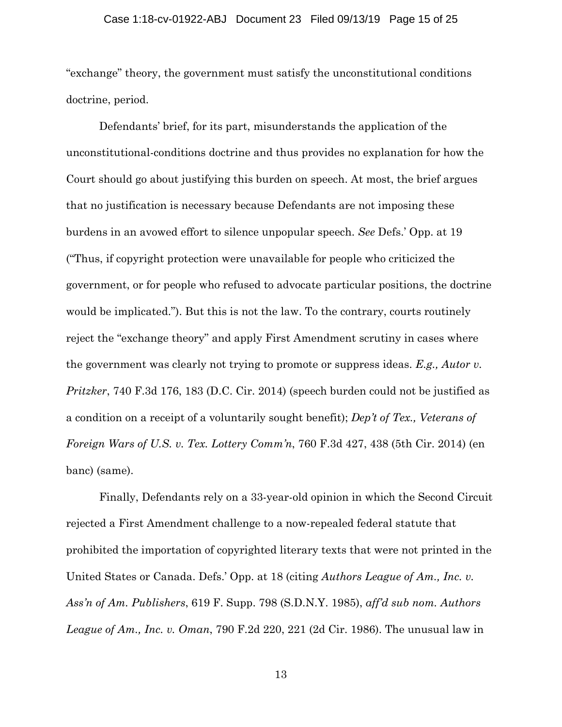"exchange" theory, the government must satisfy the unconstitutional conditions doctrine, period.

Defendants' brief, for its part, misunderstands the application of the unconstitutional-conditions doctrine and thus provides no explanation for how the Court should go about justifying this burden on speech. At most, the brief argues that no justification is necessary because Defendants are not imposing these burdens in an avowed effort to silence unpopular speech. *See* Defs.' Opp. at 19 ("Thus, if copyright protection were unavailable for people who criticized the government, or for people who refused to advocate particular positions, the doctrine would be implicated."). But this is not the law. To the contrary, courts routinely reject the "exchange theory" and apply First Amendment scrutiny in cases where the government was clearly not trying to promote or suppress ideas. *E.g., Autor v. Pritzker*, 740 F.3d 176, 183 (D.C. Cir. 2014) (speech burden could not be justified as a condition on a receipt of a voluntarily sought benefit); *Dep't of Tex., Veterans of Foreign Wars of U.S. v. Tex. Lottery Comm'n*, 760 F.3d 427, 438 (5th Cir. 2014) (en banc) (same).

Finally, Defendants rely on a 33-year-old opinion in which the Second Circuit rejected a First Amendment challenge to a now-repealed federal statute that prohibited the importation of copyrighted literary texts that were not printed in the United States or Canada. Defs.' Opp. at 18 (citing *Authors League of Am., Inc. v. Ass'n of Am. Publishers*, 619 F. Supp. 798 (S.D.N.Y. 1985), *aff'd sub nom. Authors League of Am., Inc. v. Oman*, 790 F.2d 220, 221 (2d Cir. 1986). The unusual law in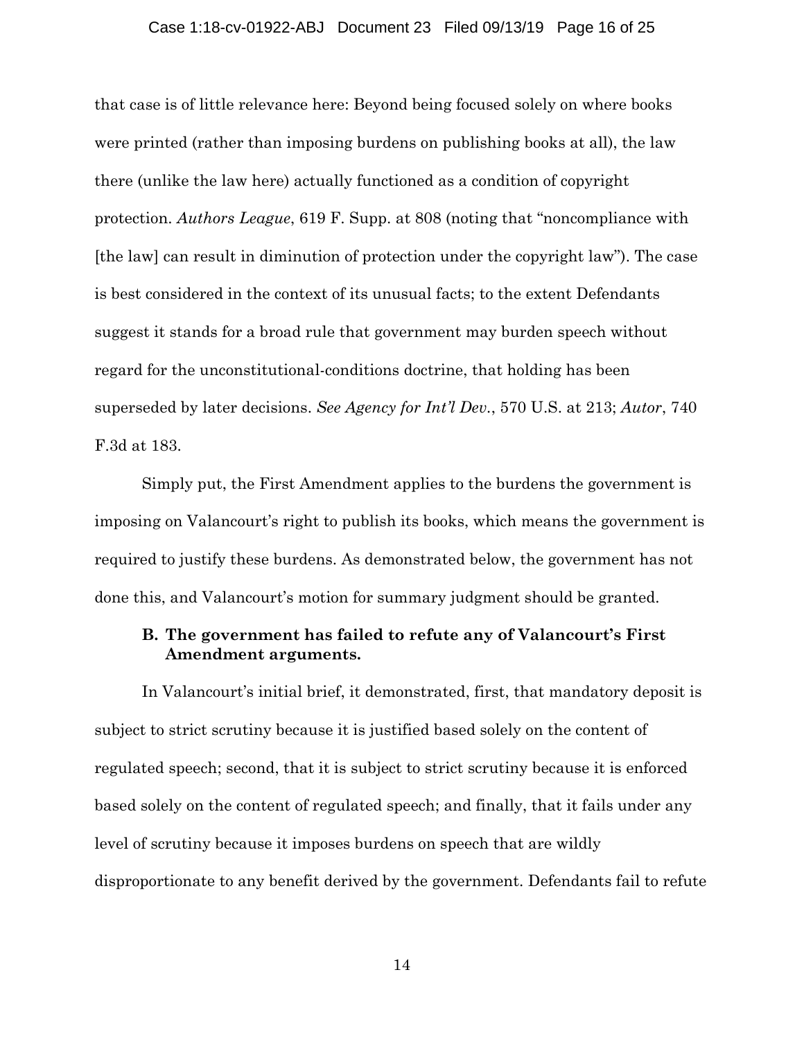that case is of little relevance here: Beyond being focused solely on where books were printed (rather than imposing burdens on publishing books at all), the law there (unlike the law here) actually functioned as a condition of copyright protection. *Authors League*, 619 F. Supp. at 808 (noting that "noncompliance with [the law] can result in diminution of protection under the copyright law"). The case is best considered in the context of its unusual facts; to the extent Defendants suggest it stands for a broad rule that government may burden speech without regard for the unconstitutional-conditions doctrine, that holding has been superseded by later decisions. *See Agency for Int'l Dev.*, 570 U.S. at 213; *Autor*, 740 F.3d at 183.

Simply put, the First Amendment applies to the burdens the government is imposing on Valancourt's right to publish its books, which means the government is required to justify these burdens. As demonstrated below, the government has not done this, and Valancourt's motion for summary judgment should be granted.

### B. The government has failed to refute any of Valancourt's First Amendment arguments.

In Valancourt's initial brief, it demonstrated, first, that mandatory deposit is subject to strict scrutiny because it is justified based solely on the content of regulated speech; second, that it is subject to strict scrutiny because it is enforced based solely on the content of regulated speech; and finally, that it fails under any level of scrutiny because it imposes burdens on speech that are wildly disproportionate to any benefit derived by the government. Defendants fail to refute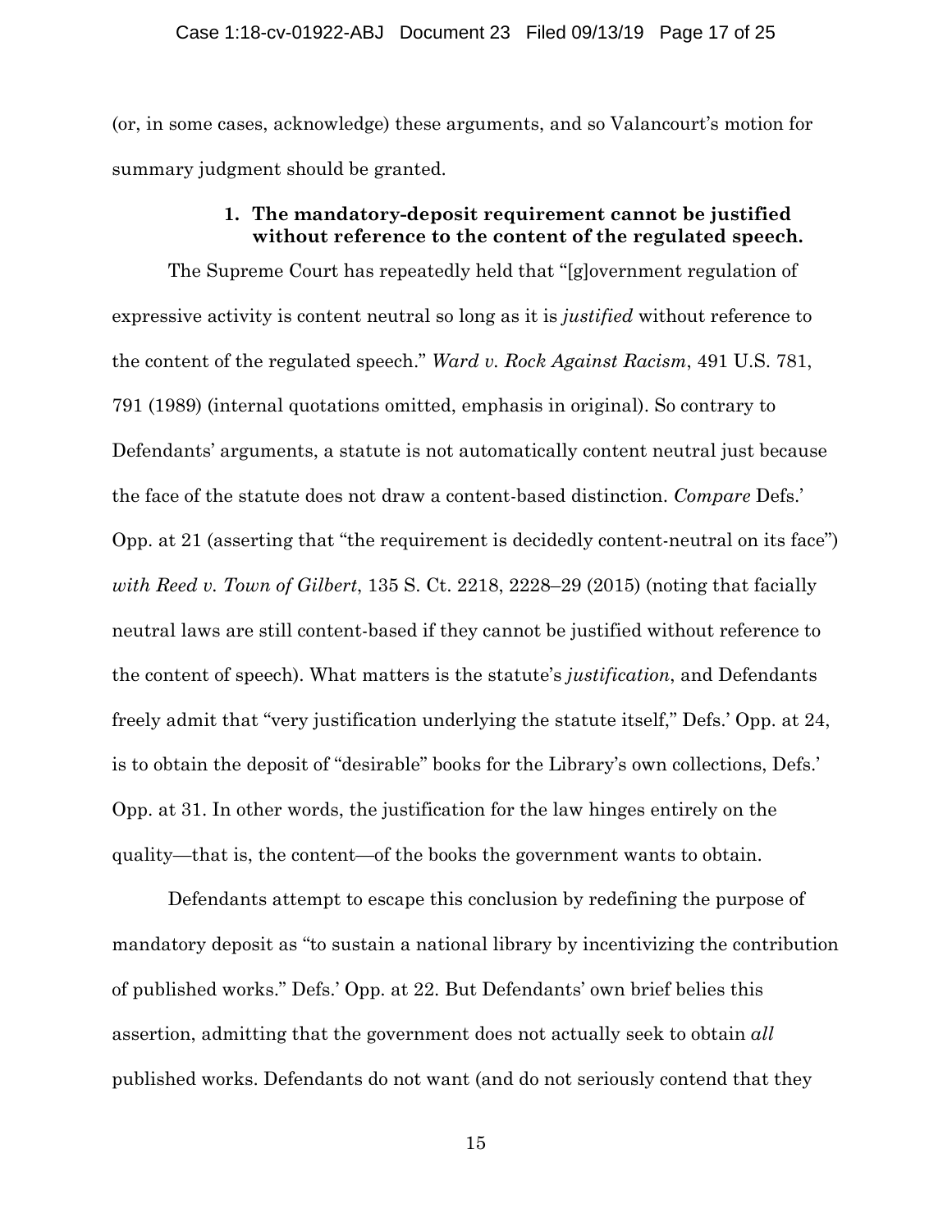(or, in some cases, acknowledge) these arguments, and so Valancourt's motion for summary judgment should be granted.

### 1. The mandatory-deposit requirement cannot be justified without reference to the content of the regulated speech.

The Supreme Court has repeatedly held that "[g]overnment regulation of expressive activity is content neutral so long as it is *justified* without reference to the content of the regulated speech." *Ward v. Rock Against Racism*, 491 U.S. 781, 791 (1989) (internal quotations omitted, emphasis in original). So contrary to Defendants' arguments, a statute is not automatically content neutral just because the face of the statute does not draw a content-based distinction. *Compare* Defs.' Opp. at 21 (asserting that "the requirement is decidedly content-neutral on its face") *with Reed v. Town of Gilbert*, 135 S. Ct. 2218, 2228–29 (2015) (noting that facially neutral laws are still content-based if they cannot be justified without reference to the content of speech). What matters is the statute's *justification*, and Defendants freely admit that "very justification underlying the statute itself," Defs.' Opp. at 24, is to obtain the deposit of "desirable" books for the Library's own collections, Defs.' Opp. at 31. In other words, the justification for the law hinges entirely on the quality—that is, the content—of the books the government wants to obtain.

Defendants attempt to escape this conclusion by redefining the purpose of mandatory deposit as "to sustain a national library by incentivizing the contribution of published works." Defs.' Opp. at 22. But Defendants' own brief belies this assertion, admitting that the government does not actually seek to obtain *all* published works. Defendants do not want (and do not seriously contend that they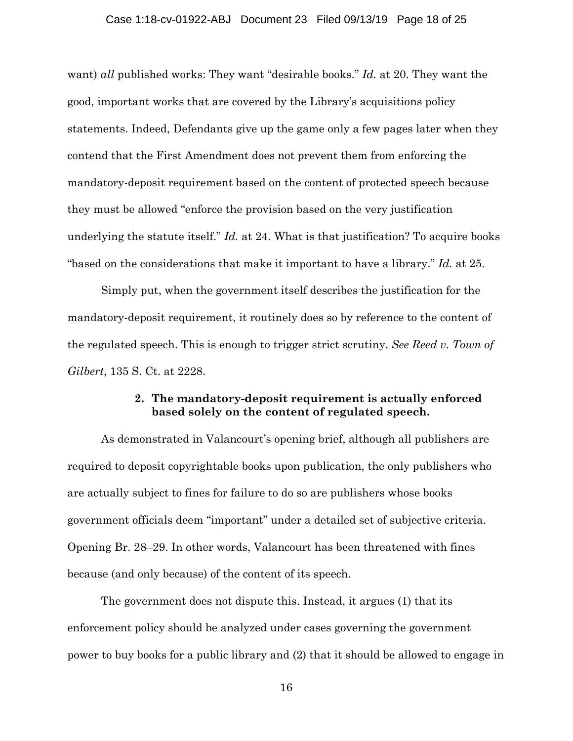want) *all* published works: They want "desirable books." *Id.* at 20. They want the good, important works that are covered by the Library's acquisitions policy statements. Indeed, Defendants give up the game only a few pages later when they contend that the First Amendment does not prevent them from enforcing the mandatory-deposit requirement based on the content of protected speech because they must be allowed "enforce the provision based on the very justification underlying the statute itself." *Id.* at 24. What is that justification? To acquire books "based on the considerations that make it important to have a library." *Id.* at 25.

Simply put, when the government itself describes the justification for the mandatory-deposit requirement, it routinely does so by reference to the content of the regulated speech. This is enough to trigger strict scrutiny. *See Reed v. Town of Gilbert*, 135 S. Ct. at 2228.

#### 2. The mandatory-deposit requirement is actually enforced based solely on the content of regulated speech.

As demonstrated in Valancourt's opening brief, although all publishers are required to deposit copyrightable books upon publication, the only publishers who are actually subject to fines for failure to do so are publishers whose books government officials deem "important" under a detailed set of subjective criteria. Opening Br. 28–29. In other words, Valancourt has been threatened with fines because (and only because) of the content of its speech.

The government does not dispute this. Instead, it argues (1) that its enforcement policy should be analyzed under cases governing the government power to buy books for a public library and (2) that it should be allowed to engage in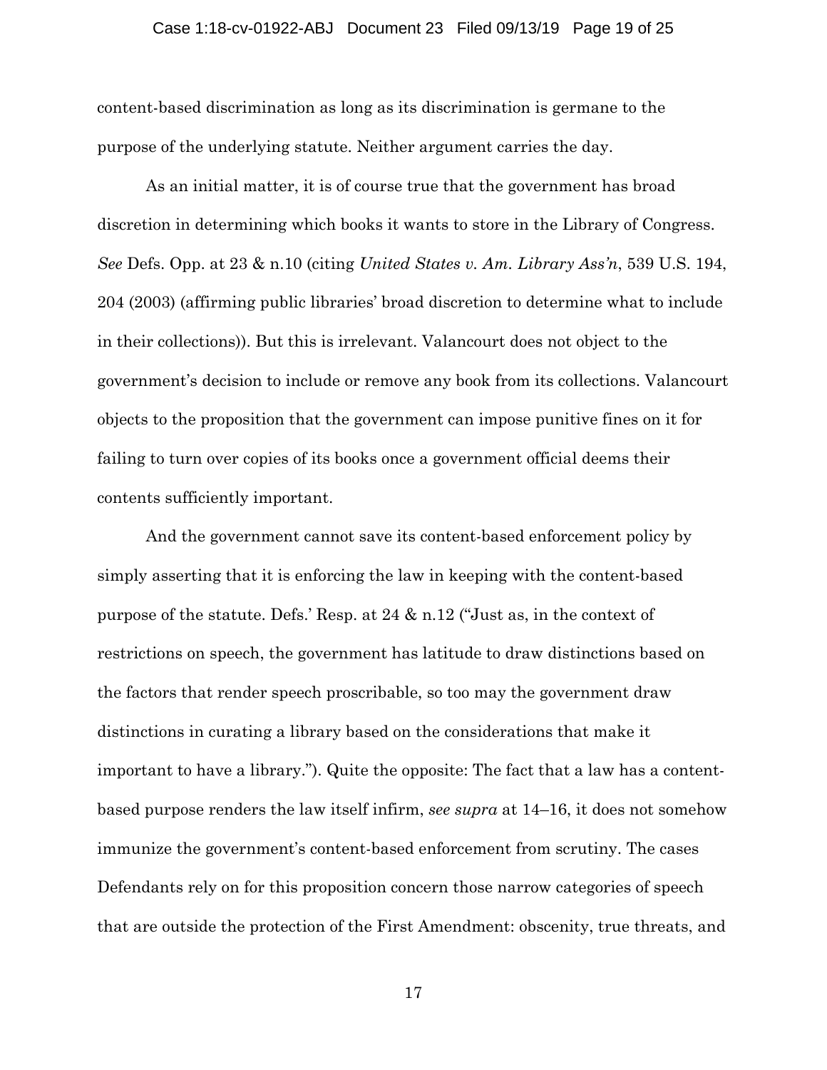content-based discrimination as long as its discrimination is germane to the purpose of the underlying statute. Neither argument carries the day.

As an initial matter, it is of course true that the government has broad discretion in determining which books it wants to store in the Library of Congress. *See* Defs. Opp. at 23 & n.10 (citing *United States v. Am. Library Ass'n*, 539 U.S. 194, 204 (2003) (affirming public libraries' broad discretion to determine what to include in their collections)). But this is irrelevant. Valancourt does not object to the government's decision to include or remove any book from its collections. Valancourt objects to the proposition that the government can impose punitive fines on it for failing to turn over copies of its books once a government official deems their contents sufficiently important.

And the government cannot save its content-based enforcement policy by simply asserting that it is enforcing the law in keeping with the content-based purpose of the statute. Defs.' Resp. at 24 & n.12 ("Just as, in the context of restrictions on speech, the government has latitude to draw distinctions based on the factors that render speech proscribable, so too may the government draw distinctions in curating a library based on the considerations that make it important to have a library."). Quite the opposite: The fact that a law has a content-based purpose renders the law itself infirm, *see supra* at 14–16, it does not somehow immunize the government's content-based enforcement from scrutiny. The cases Defendants rely on for this proposition concern those narrow categories of speech that are outside the protection of the First Amendment: obscenity, true threats, and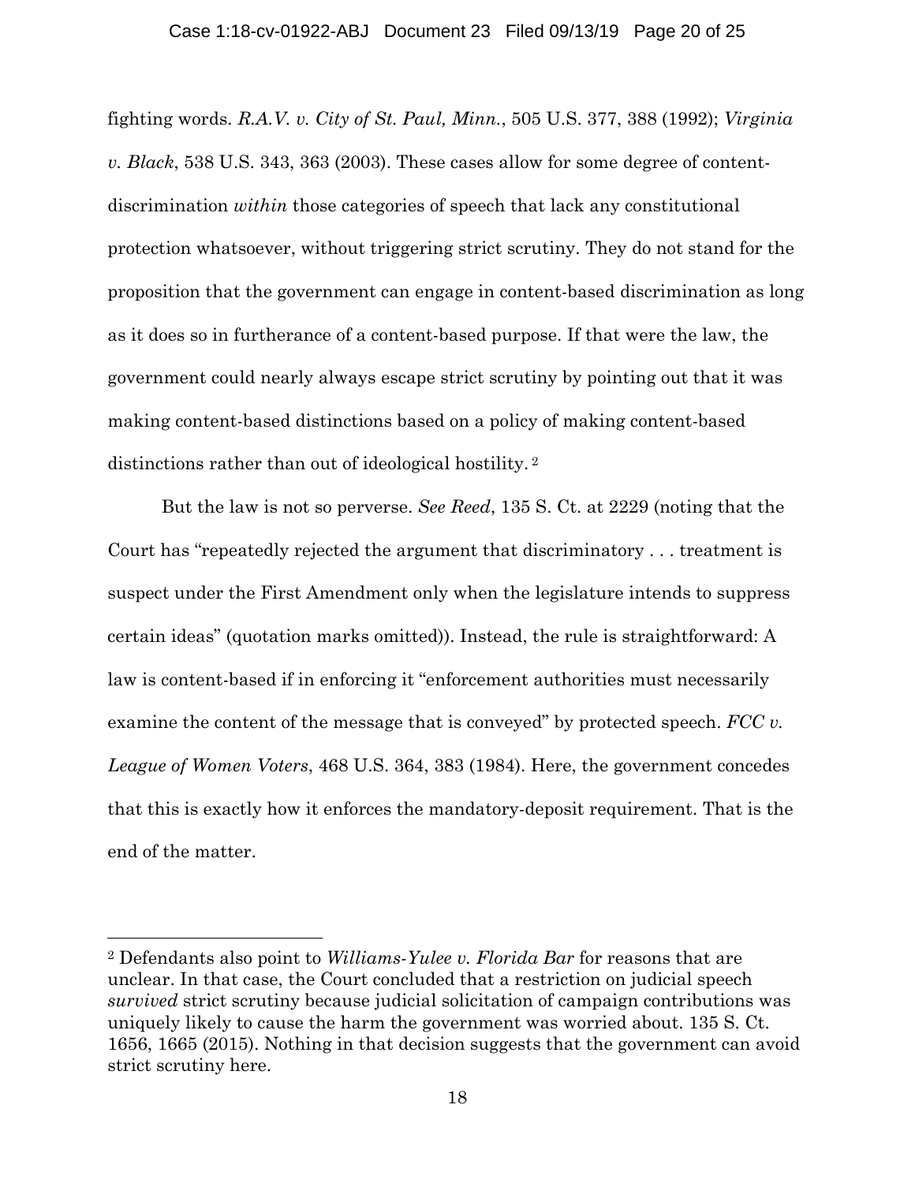fighting words. *R.A.V. v. City of St. Paul, Minn.*, 505 U.S. 377, 388 (1992); *Virginia v. Black*, 538 U.S. 343, 363 (2003). These cases allow for some degree of content-discrimination *within* those categories of speech that lack any constitutional protection whatsoever, without triggering strict scrutiny. They do not stand for the proposition that the government can engage in content-based discrimination as long as it does so in furtherance of a content-based purpose. If that were the law, the government could nearly always escape strict scrutiny by pointing out that it was making content-based distinctions based on a policy of making content-based distinctions rather than out of ideological hostility. [2]

But the law is not so perverse. *See Reed*, 135 S. Ct. at 2229 (noting that the Court has "repeatedly rejected the argument that discriminatory . . . treatment is suspect under the First Amendment only when the legislature intends to suppress certain ideas" (quotation marks omitted)). Instead, the rule is straightforward: A law is content-based if in enforcing it "enforcement authorities must necessarily examine the content of the message that is conveyed" by protected speech. *FCC v. League of Women Voters*, 468 U.S. 364, 383 (1984). Here, the government concedes that this is exactly how it enforces the mandatory-deposit requirement. That is the end of the matter.

---

[2] Defendants also point to *Williams-Yulee v. Florida Bar* for reasons that are unclear. In that case, the Court concluded that a restriction on judicial speech *survived* strict scrutiny because judicial solicitation of campaign contributions was uniquely likely to cause the harm the government was worried about. 135 S. Ct. 1656, 1665 (2015). Nothing in that decision suggests that the government can avoid strict scrutiny here.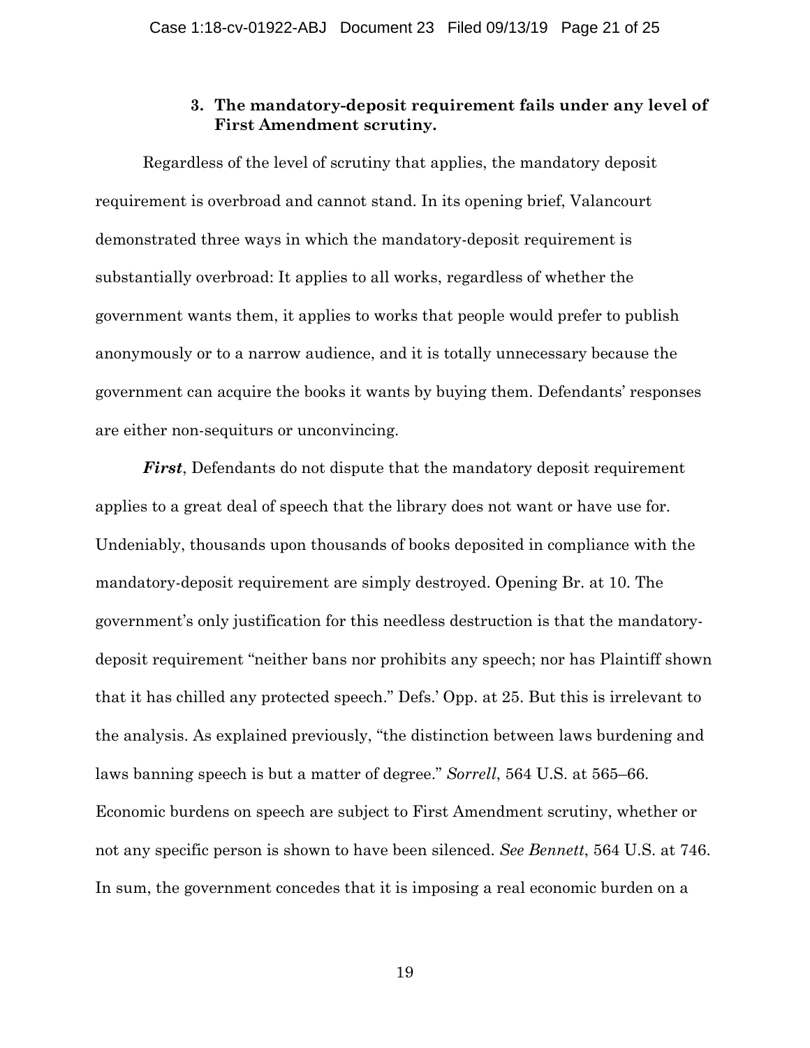### 3. The mandatory-deposit requirement fails under any level of First Amendment scrutiny.

Regardless of the level of scrutiny that applies, the mandatory deposit requirement is overbroad and cannot stand. In its opening brief, Valancourt demonstrated three ways in which the mandatory-deposit requirement is substantially overbroad: It applies to all works, regardless of whether the government wants them, it applies to works that people would prefer to publish anonymously or to a narrow audience, and it is totally unnecessary because the government can acquire the books it wants by buying them. Defendants' responses are either non-sequiturs or unconvincing.

***First***, Defendants do not dispute that the mandatory deposit requirement applies to a great deal of speech that the library does not want or have use for. Undeniably, thousands upon thousands of books deposited in compliance with the mandatory-deposit requirement are simply destroyed. Opening Br. at 10. The government's only justification for this needless destruction is that the mandatory-deposit requirement "neither bans nor prohibits any speech; nor has Plaintiff shown that it has chilled any protected speech." Defs.' Opp. at 25. But this is irrelevant to the analysis. As explained previously, "the distinction between laws burdening and laws banning speech is but a matter of degree." *Sorrell*, 564 U.S. at 565–66. Economic burdens on speech are subject to First Amendment scrutiny, whether or not any specific person is shown to have been silenced. *See Bennett*, 564 U.S. at 746. In sum, the government concedes that it is imposing a real economic burden on a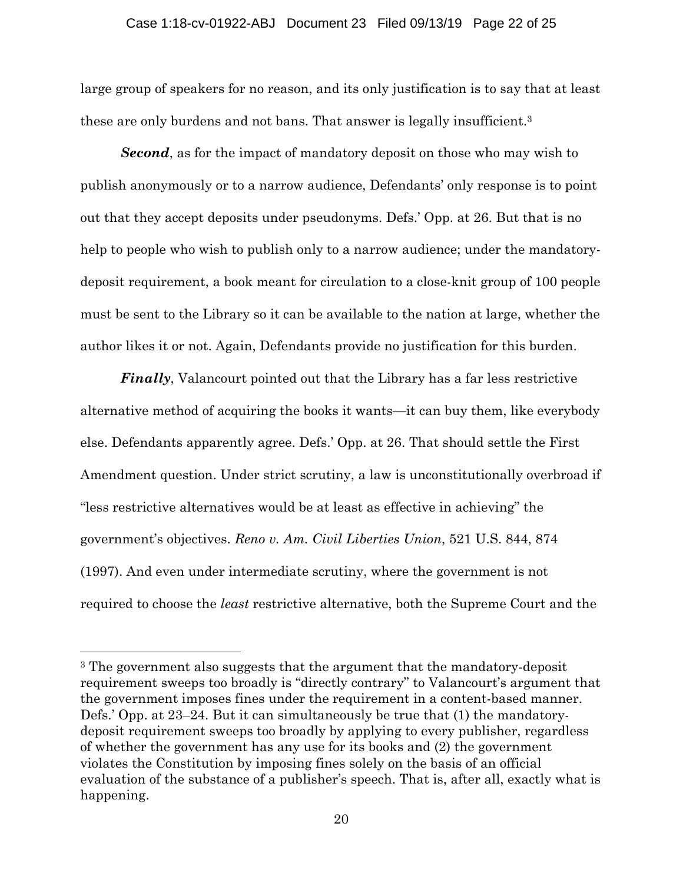large group of speakers for no reason, and its only justification is to say that at least these are only burdens and not bans. That answer is legally insufficient.[3]

***Second***, as for the impact of mandatory deposit on those who may wish to publish anonymously or to a narrow audience, Defendants' only response is to point out that they accept deposits under pseudonyms. Defs.' Opp. at 26. But that is no help to people who wish to publish only to a narrow audience; under the mandatory-deposit requirement, a book meant for circulation to a close-knit group of 100 people must be sent to the Library so it can be available to the nation at large, whether the author likes it or not. Again, Defendants provide no justification for this burden.

***Finally***, Valancourt pointed out that the Library has a far less restrictive alternative method of acquiring the books it wants—it can buy them, like everybody else. Defendants apparently agree. Defs.' Opp. at 26. That should settle the First Amendment question. Under strict scrutiny, a law is unconstitutionally overbroad if "less restrictive alternatives would be at least as effective in achieving" the government's objectives. *Reno v. Am. Civil Liberties Union*, 521 U.S. 844, 874 (1997). And even under intermediate scrutiny, where the government is not required to choose the *least* restrictive alternative, both the Supreme Court and the

---

[3] The government also suggests that the argument that the mandatory-deposit requirement sweeps too broadly is "directly contrary" to Valancourt's argument that the government imposes fines under the requirement in a content-based manner. Defs.' Opp. at 23–24. But it can simultaneously be true that (1) the mandatory-deposit requirement sweeps too broadly by applying to every publisher, regardless of whether the government has any use for its books and (2) the government violates the Constitution by imposing fines solely on the basis of an official evaluation of the substance of a publisher's speech. That is, after all, exactly what is happening.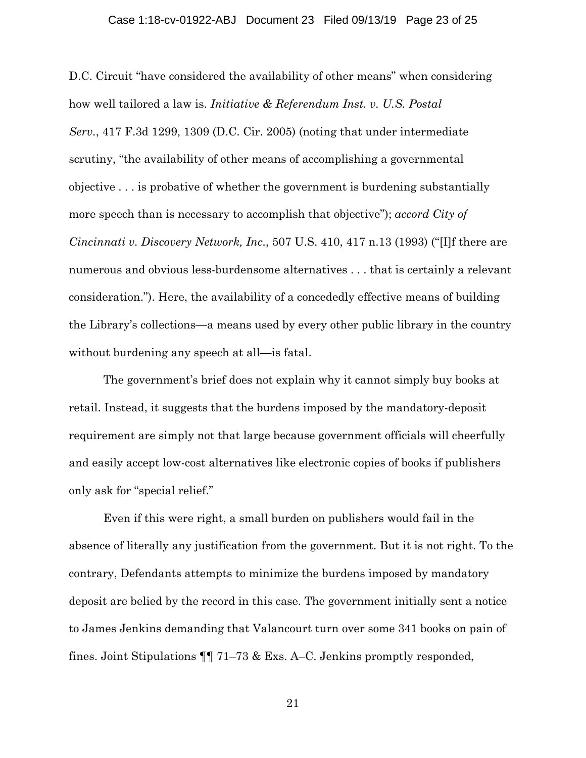D.C. Circuit "have considered the availability of other means" when considering how well tailored a law is. *Initiative & Referendum Inst. v. U.S. Postal Serv.*, 417 F.3d 1299, 1309 (D.C. Cir. 2005) (noting that under intermediate scrutiny, "the availability of other means of accomplishing a governmental objective . . . is probative of whether the government is burdening substantially more speech than is necessary to accomplish that objective"); *accord City of Cincinnati v. Discovery Network, Inc.*, 507 U.S. 410, 417 n.13 (1993) ("[I]f there are numerous and obvious less-burdensome alternatives . . . that is certainly a relevant consideration."). Here, the availability of a concededly effective means of building the Library's collections—a means used by every other public library in the country without burdening any speech at all—is fatal.

The government's brief does not explain why it cannot simply buy books at retail. Instead, it suggests that the burdens imposed by the mandatory-deposit requirement are simply not that large because government officials will cheerfully and easily accept low-cost alternatives like electronic copies of books if publishers only ask for "special relief."

Even if this were right, a small burden on publishers would fail in the absence of literally any justification from the government. But it is not right. To the contrary, Defendants attempts to minimize the burdens imposed by mandatory deposit are belied by the record in this case. The government initially sent a notice to James Jenkins demanding that Valancourt turn over some 341 books on pain of fines. Joint Stipulations ¶¶ 71–73 & Exs. A–C. Jenkins promptly responded,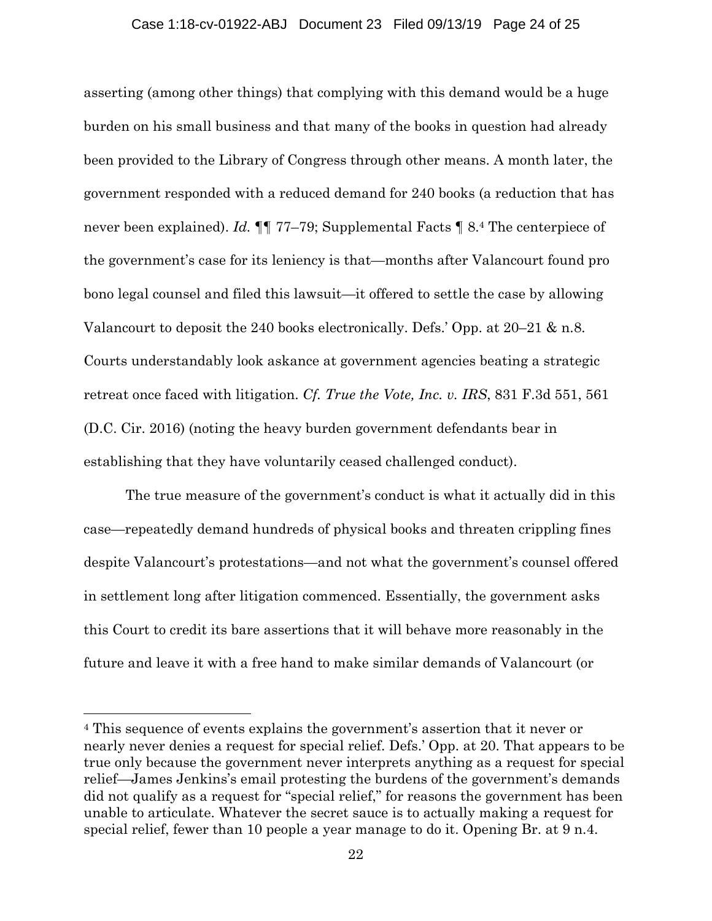asserting (among other things) that complying with this demand would be a huge burden on his small business and that many of the books in question had already been provided to the Library of Congress through other means. A month later, the government responded with a reduced demand for 240 books (a reduction that has never been explained). *Id.* ¶¶ 77–79; Supplemental Facts ¶ 8.[4] The centerpiece of the government's case for its leniency is that—months after Valancourt found pro bono legal counsel and filed this lawsuit—it offered to settle the case by allowing Valancourt to deposit the 240 books electronically. Defs.' Opp. at 20–21 & n.8. Courts understandably look askance at government agencies beating a strategic retreat once faced with litigation. *Cf. True the Vote, Inc. v. IRS*, 831 F.3d 551, 561 (D.C. Cir. 2016) (noting the heavy burden government defendants bear in establishing that they have voluntarily ceased challenged conduct).

The true measure of the government's conduct is what it actually did in this case—repeatedly demand hundreds of physical books and threaten crippling fines despite Valancourt's protestations—and not what the government's counsel offered in settlement long after litigation commenced. Essentially, the government asks this Court to credit its bare assertions that it will behave more reasonably in the future and leave it with a free hand to make similar demands of Valancourt (or

[4] This sequence of events explains the government's assertion that it never or nearly never denies a request for special relief. Defs.' Opp. at 20. That appears to be true only because the government never interprets anything as a request for special relief—James Jenkins's email protesting the burdens of the government's demands did not qualify as a request for "special relief," for reasons the government has been unable to articulate. Whatever the secret sauce is to actually making a request for special relief, fewer than 10 people a year manage to do it. Opening Br. at 9 n.4.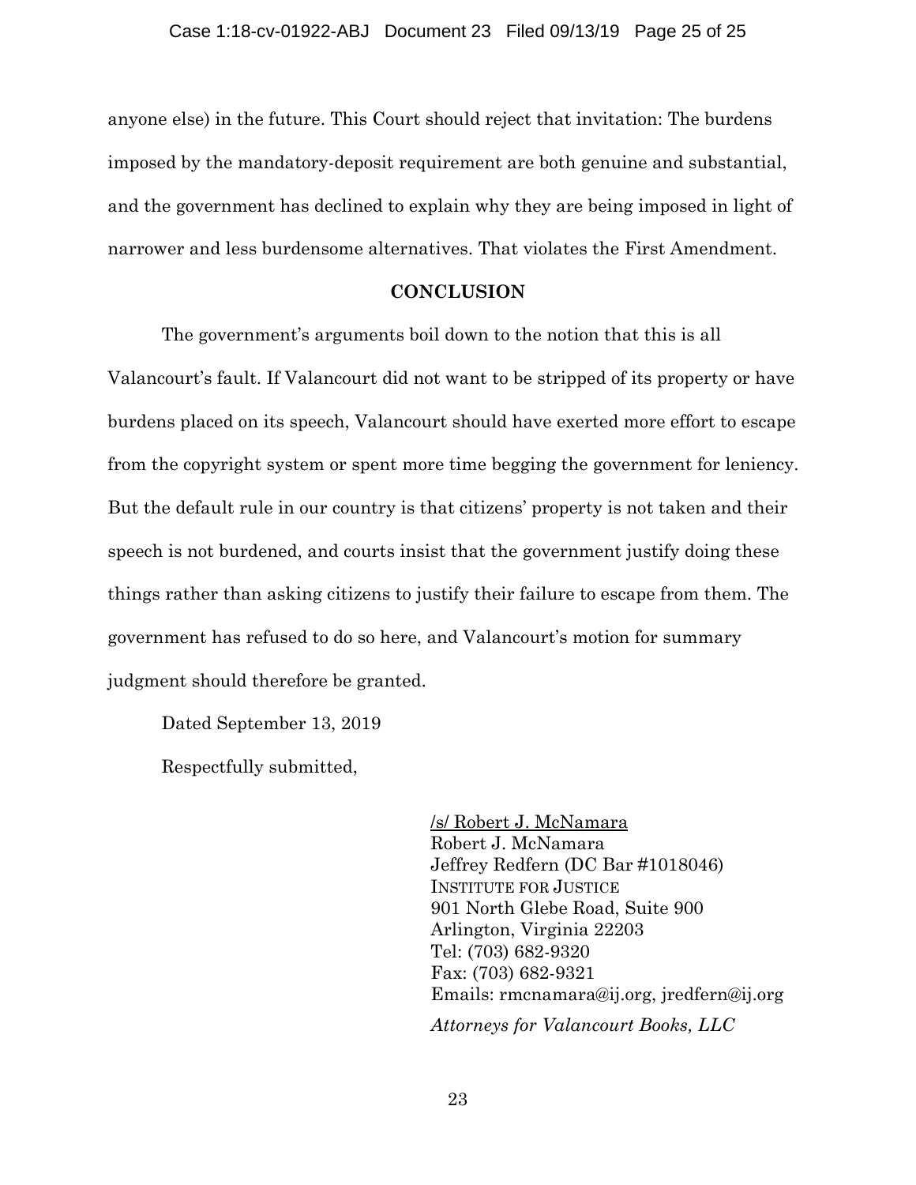anyone else) in the future. This Court should reject that invitation: The burdens imposed by the mandatory-deposit requirement are both genuine and substantial, and the government has declined to explain why they are being imposed in light of narrower and less burdensome alternatives. That violates the First Amendment.

## CONCLUSION

The government's arguments boil down to the notion that this is all Valancourt's fault. If Valancourt did not want to be stripped of its property or have burdens placed on its speech, Valancourt should have exerted more effort to escape from the copyright system or spent more time begging the government for leniency. But the default rule in our country is that citizens' property is not taken and their speech is not burdened, and courts insist that the government justify doing these things rather than asking citizens to justify their failure to escape from them. The government has refused to do so here, and Valancourt's motion for summary judgment should therefore be granted.

Dated September 13, 2019

Respectfully submitted,

/s/ Robert J. McNamara
Robert J. McNamara
Jeffrey Redfern (DC Bar #1018046)
INSTITUTE FOR JUSTICE
901 North Glebe Road, Suite 900
Arlington, Virginia 22203
Tel: (703) 682-9320
Fax: (703) 682-9321
Emails: rmcnamara@ij.org, jredfern@ij.org

*Attorneys for Valancourt Books, LLC*